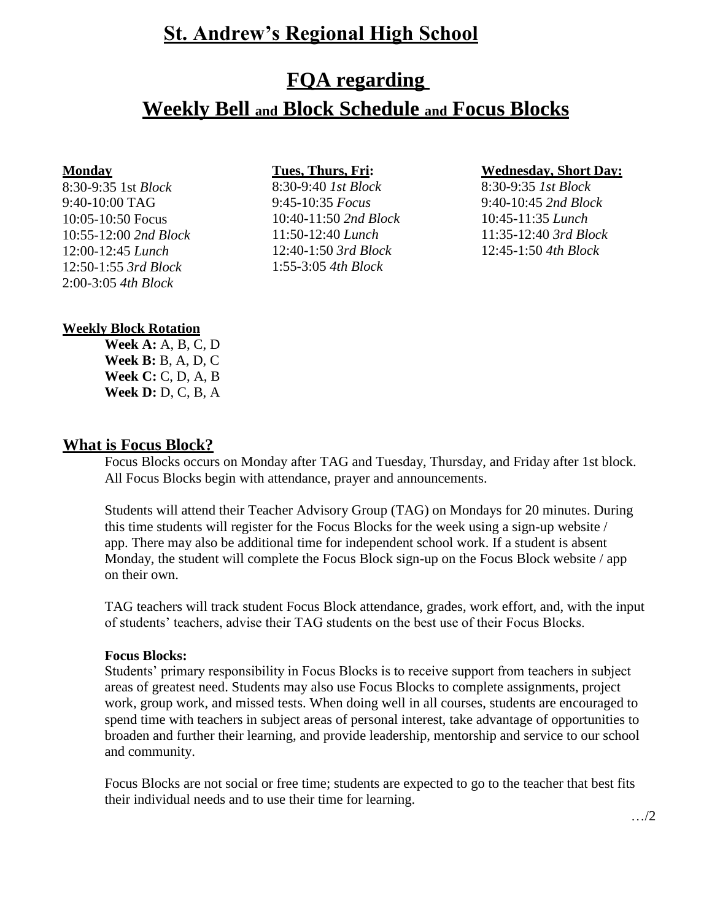# St. Andrew's Regional High School

## FQA regarding Weekly Bell and Block Schedule and Focus Blocks

**Monday**

8:30-9:35 1st *Block*
9:40-10:00 TAG
10:05-10:50 Focus
10:55-12:00 *2nd Block*
12:00-12:45 *Lunch*
12:50-1:55 *3rd Block*
2:00-3:05 *4th Block*

**Tues, Thurs, Fri:**

8:30-9:40 *1st Block*
9:45-10:35 *Focus*
10:40-11:50 *2nd Block*
11:50-12:40 *Lunch*
12:40-1:50 *3rd Block*
1:55-3:05 *4th Block*

**Wednesday, Short Day:**

8:30-9:35 *1st Block*
9:40-10:45 *2nd Block*
10:45-11:35 *Lunch*
11:35-12:40 *3rd Block*
12:45-1:50 *4th Block*

**Weekly Block Rotation**

**Week A:** A, B, C, D
**Week B:** B, A, D, C
**Week C:** C, D, A, B
**Week D:** D, C, B, A

### What is Focus Block?

Focus Blocks occurs on Monday after TAG and Tuesday, Thursday, and Friday after 1st block. All Focus Blocks begin with attendance, prayer and announcements.

Students will attend their Teacher Advisory Group (TAG) on Mondays for 20 minutes. During this time students will register for the Focus Blocks for the week using a sign-up website / app. There may also be additional time for independent school work. If a student is absent Monday, the student will complete the Focus Block sign-up on the Focus Block website / app on their own.

TAG teachers will track student Focus Block attendance, grades, work effort, and, with the input of students' teachers, advise their TAG students on the best use of their Focus Blocks.

**Focus Blocks:**

Students' primary responsibility in Focus Blocks is to receive support from teachers in subject areas of greatest need. Students may also use Focus Blocks to complete assignments, project work, group work, and missed tests. When doing well in all courses, students are encouraged to spend time with teachers in subject areas of personal interest, take advantage of opportunities to broaden and further their learning, and provide leadership, mentorship and service to our school and community.

Focus Blocks are not social or free time; students are expected to go to the teacher that best fits their individual needs and to use their time for learning.

…/2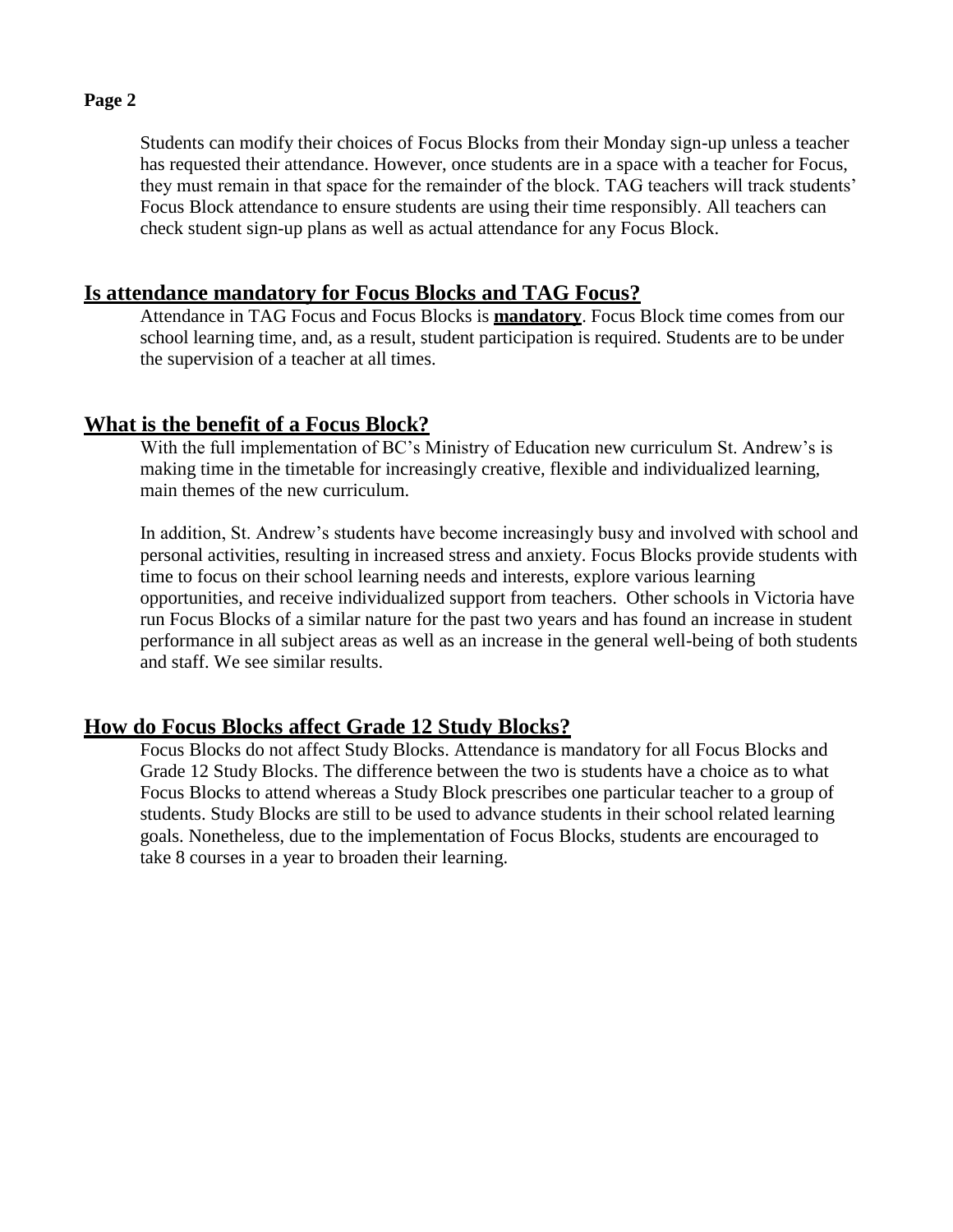Students can modify their choices of Focus Blocks from their Monday sign-up unless a teacher has requested their attendance. However, once students are in a space with a teacher for Focus, they must remain in that space for the remainder of the block. TAG teachers will track students' Focus Block attendance to ensure students are using their time responsibly. All teachers can check student sign-up plans as well as actual attendance for any Focus Block.

## Is attendance mandatory for Focus Blocks and TAG Focus?

Attendance in TAG Focus and Focus Blocks is **mandatory**. Focus Block time comes from our school learning time, and, as a result, student participation is required. Students are to be under the supervision of a teacher at all times.

## What is the benefit of a Focus Block?

With the full implementation of BC's Ministry of Education new curriculum St. Andrew's is making time in the timetable for increasingly creative, flexible and individualized learning, main themes of the new curriculum.

In addition, St. Andrew's students have become increasingly busy and involved with school and personal activities, resulting in increased stress and anxiety. Focus Blocks provide students with time to focus on their school learning needs and interests, explore various learning opportunities, and receive individualized support from teachers. Other schools in Victoria have run Focus Blocks of a similar nature for the past two years and has found an increase in student performance in all subject areas as well as an increase in the general well-being of both students and staff. We see similar results.

## How do Focus Blocks affect Grade 12 Study Blocks?

Focus Blocks do not affect Study Blocks. Attendance is mandatory for all Focus Blocks and Grade 12 Study Blocks. The difference between the two is students have a choice as to what Focus Blocks to attend whereas a Study Block prescribes one particular teacher to a group of students. Study Blocks are still to be used to advance students in their school related learning goals. Nonetheless, due to the implementation of Focus Blocks, students are encouraged to take 8 courses in a year to broaden their learning.